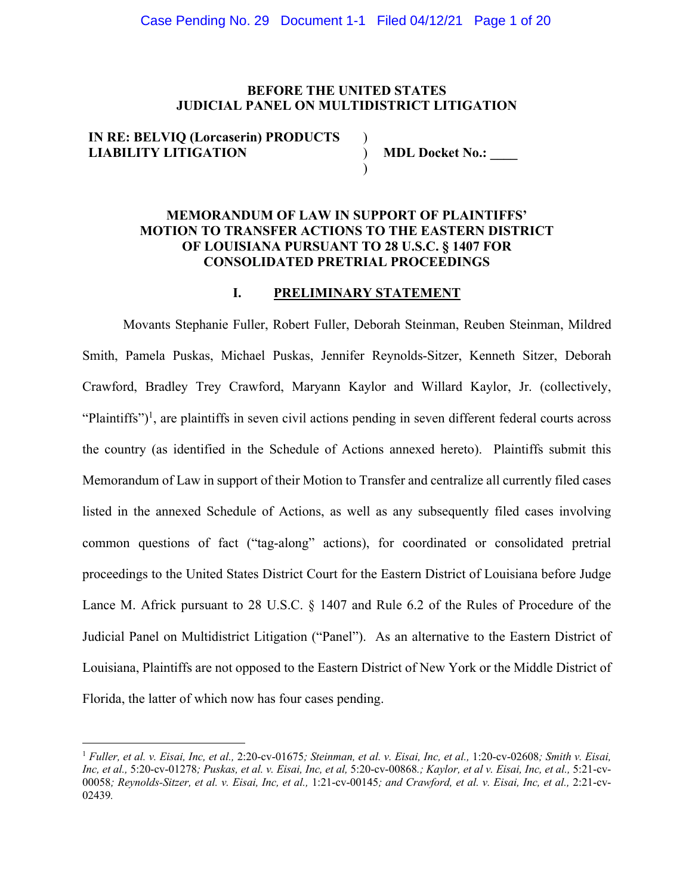**BEFORE THE UNITED STATES**
**JUDICIAL PANEL ON MULTIDISTRICT LITIGATION**

| | | |
|---|---|---|
| **IN RE: BELVIQ (Lorcaserin) PRODUCTS LIABILITY LITIGATION** | ) ) ) | **MDL Docket No.: ____** |

**MEMORANDUM OF LAW IN SUPPORT OF PLAINTIFFS' MOTION TO TRANSFER ACTIONS TO THE EASTERN DISTRICT OF LOUISIANA PURSUANT TO 28 U.S.C. § 1407 FOR CONSOLIDATED PRETRIAL PROCEEDINGS**

## I. PRELIMINARY STATEMENT

Movants Stephanie Fuller, Robert Fuller, Deborah Steinman, Reuben Steinman, Mildred Smith, Pamela Puskas, Michael Puskas, Jennifer Reynolds-Sitzer, Kenneth Sitzer, Deborah Crawford, Bradley Trey Crawford, Maryann Kaylor and Willard Kaylor, Jr. (collectively, "Plaintiffs")[1], are plaintiffs in seven civil actions pending in seven different federal courts across the country (as identified in the Schedule of Actions annexed hereto). Plaintiffs submit this Memorandum of Law in support of their Motion to Transfer and centralize all currently filed cases listed in the annexed Schedule of Actions, as well as any subsequently filed cases involving common questions of fact ("tag-along" actions), for coordinated or consolidated pretrial proceedings to the United States District Court for the Eastern District of Louisiana before Judge Lance M. Africk pursuant to 28 U.S.C. § 1407 and Rule 6.2 of the Rules of Procedure of the Judicial Panel on Multidistrict Litigation ("Panel"). As an alternative to the Eastern District of Louisiana, Plaintiffs are not opposed to the Eastern District of New York or the Middle District of Florida, the latter of which now has four cases pending.

---

[1] *Fuller, et al. v. Eisai, Inc, et al.,* 2:20-cv-01675*; Steinman, et al. v. Eisai, Inc, et al.,* 1:20-cv-02608*; Smith v. Eisai, Inc, et al.,* 5:20-cv-01278*; Puskas, et al. v. Eisai, Inc, et al,* 5:20-cv-00868*.; Kaylor, et al v. Eisai, Inc, et al.,* 5:21-cv-00058*; Reynolds-Sitzer, et al. v. Eisai, Inc, et al.,* 1:21-cv-00145*; and Crawford, et al. v. Eisai, Inc, et al.,* 2:21-cv-02439*.*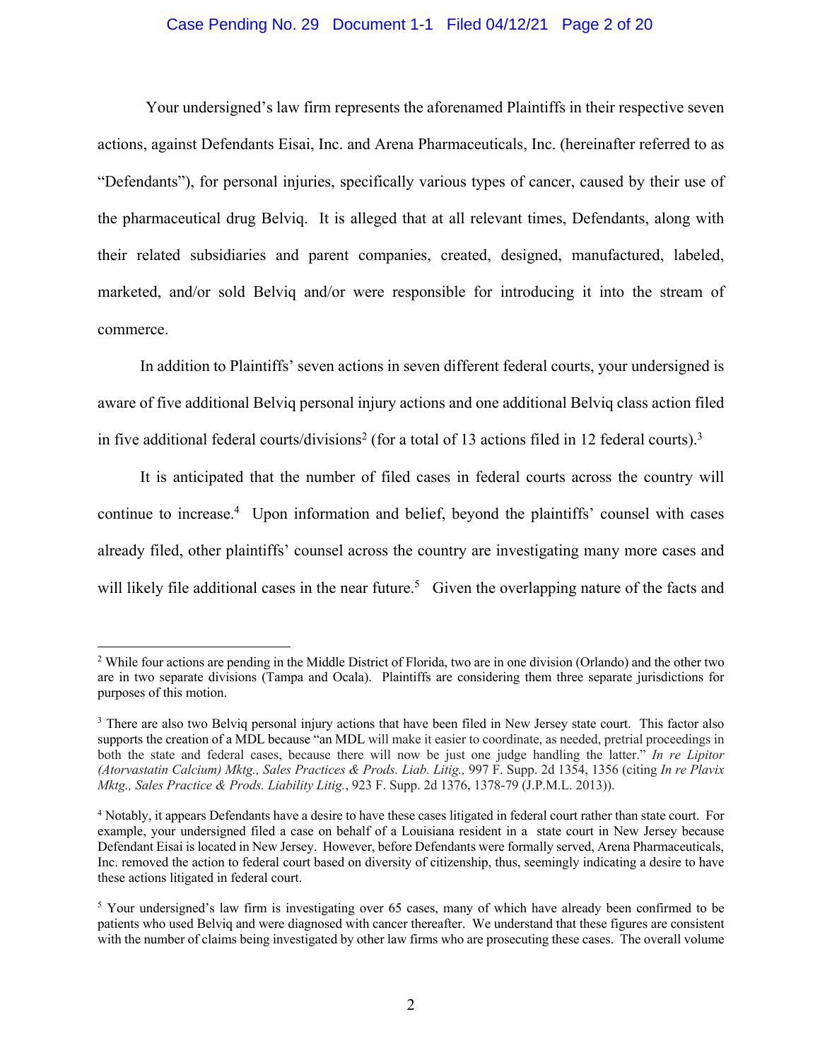Your undersigned's law firm represents the aforenamed Plaintiffs in their respective seven actions, against Defendants Eisai, Inc. and Arena Pharmaceuticals, Inc. (hereinafter referred to as "Defendants"), for personal injuries, specifically various types of cancer, caused by their use of the pharmaceutical drug Belviq. It is alleged that at all relevant times, Defendants, along with their related subsidiaries and parent companies, created, designed, manufactured, labeled, marketed, and/or sold Belviq and/or were responsible for introducing it into the stream of commerce.

In addition to Plaintiffs' seven actions in seven different federal courts, your undersigned is aware of five additional Belviq personal injury actions and one additional Belviq class action filed in five additional federal courts/divisions[2] (for a total of 13 actions filed in 12 federal courts).[3]

It is anticipated that the number of filed cases in federal courts across the country will continue to increase.[4] Upon information and belief, beyond the plaintiffs' counsel with cases already filed, other plaintiffs' counsel across the country are investigating many more cases and will likely file additional cases in the near future.[5] Given the overlapping nature of the facts and

---

[2] While four actions are pending in the Middle District of Florida, two are in one division (Orlando) and the other two are in two separate divisions (Tampa and Ocala). Plaintiffs are considering them three separate jurisdictions for purposes of this motion.

[3] There are also two Belviq personal injury actions that have been filed in New Jersey state court. This factor also supports the creation of a MDL because "an MDL will make it easier to coordinate, as needed, pretrial proceedings in both the state and federal cases, because there will now be just one judge handling the latter." *In re Lipitor (Atorvastatin Calcium) Mktg., Sales Practices & Prods. Liab. Litig.,* 997 F. Supp. 2d 1354, 1356 (citing *In re Plavix Mktg., Sales Practice & Prods. Liability Litig.*, 923 F. Supp. 2d 1376, 1378-79 (J.P.M.L. 2013)).

[4] Notably, it appears Defendants have a desire to have these cases litigated in federal court rather than state court. For example, your undersigned filed a case on behalf of a Louisiana resident in a state court in New Jersey because Defendant Eisai is located in New Jersey. However, before Defendants were formally served, Arena Pharmaceuticals, Inc. removed the action to federal court based on diversity of citizenship, thus, seemingly indicating a desire to have these actions litigated in federal court.

[5] Your undersigned's law firm is investigating over 65 cases, many of which have already been confirmed to be patients who used Belviq and were diagnosed with cancer thereafter. We understand that these figures are consistent with the number of claims being investigated by other law firms who are prosecuting these cases. The overall volume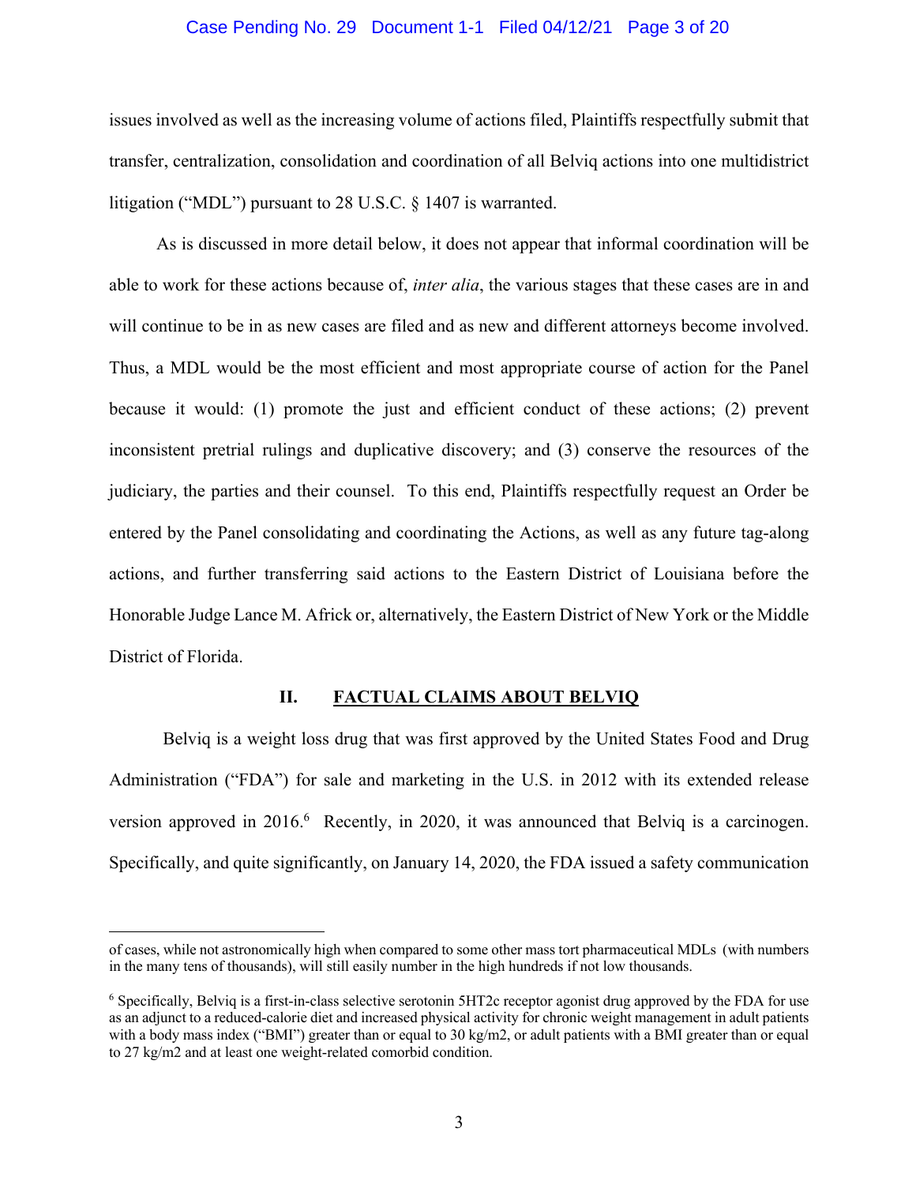issues involved as well as the increasing volume of actions filed, Plaintiffs respectfully submit that transfer, centralization, consolidation and coordination of all Belviq actions into one multidistrict litigation ("MDL") pursuant to 28 U.S.C. § 1407 is warranted.

As is discussed in more detail below, it does not appear that informal coordination will be able to work for these actions because of, *inter alia*, the various stages that these cases are in and will continue to be in as new cases are filed and as new and different attorneys become involved. Thus, a MDL would be the most efficient and most appropriate course of action for the Panel because it would: (1) promote the just and efficient conduct of these actions; (2) prevent inconsistent pretrial rulings and duplicative discovery; and (3) conserve the resources of the judiciary, the parties and their counsel. To this end, Plaintiffs respectfully request an Order be entered by the Panel consolidating and coordinating the Actions, as well as any future tag-along actions, and further transferring said actions to the Eastern District of Louisiana before the Honorable Judge Lance M. Africk or, alternatively, the Eastern District of New York or the Middle District of Florida.

## II. FACTUAL CLAIMS ABOUT BELVIQ

Belviq is a weight loss drug that was first approved by the United States Food and Drug Administration ("FDA") for sale and marketing in the U.S. in 2012 with its extended release version approved in 2016.[6] Recently, in 2020, it was announced that Belviq is a carcinogen. Specifically, and quite significantly, on January 14, 2020, the FDA issued a safety communication

---

of cases, while not astronomically high when compared to some other mass tort pharmaceutical MDLs (with numbers in the many tens of thousands), will still easily number in the high hundreds if not low thousands.

[6] Specifically, Belviq is a first-in-class selective serotonin 5HT2c receptor agonist drug approved by the FDA for use as an adjunct to a reduced-calorie diet and increased physical activity for chronic weight management in adult patients with a body mass index ("BMI") greater than or equal to 30 kg/m2, or adult patients with a BMI greater than or equal to 27 kg/m2 and at least one weight-related comorbid condition.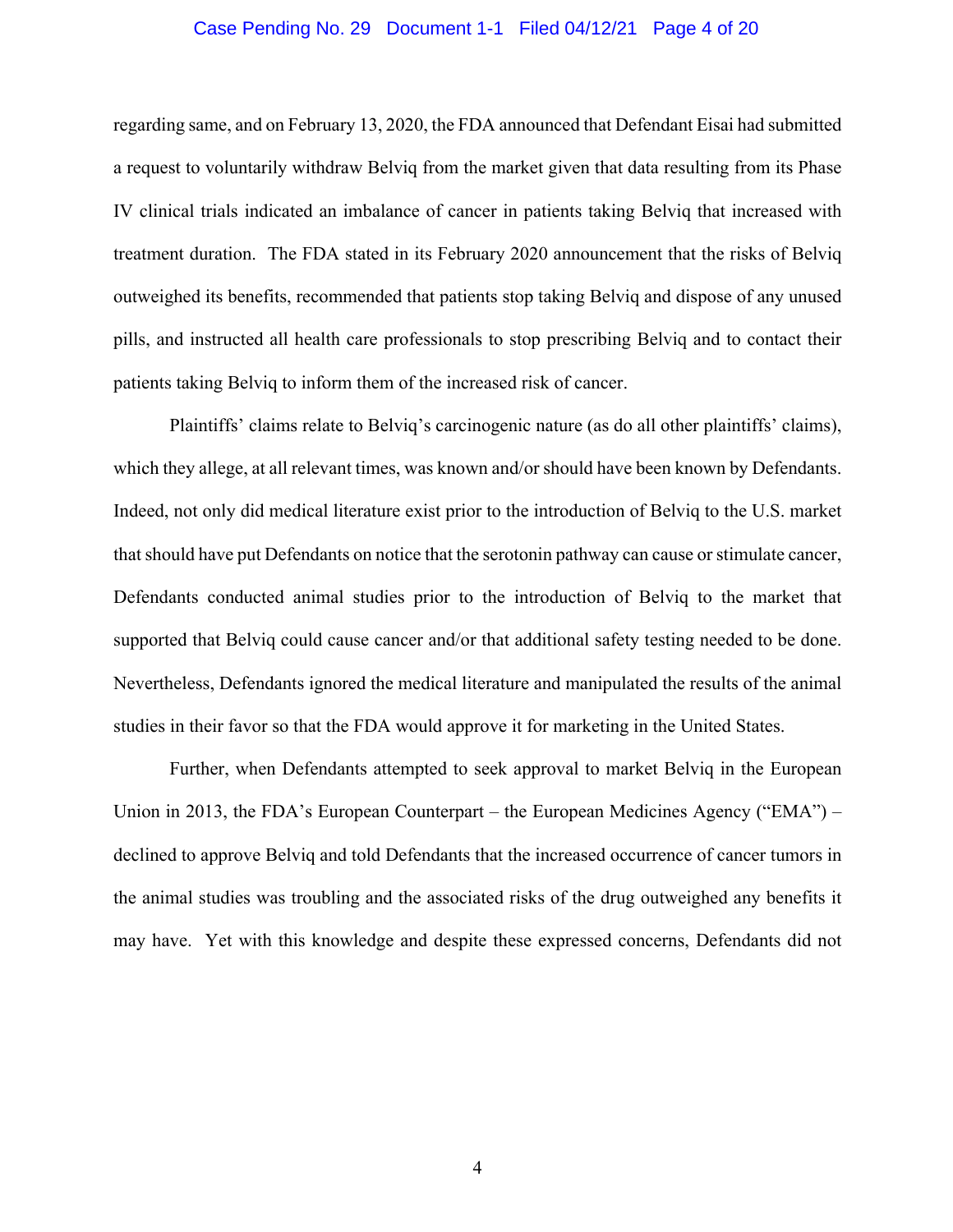regarding same, and on February 13, 2020, the FDA announced that Defendant Eisai had submitted a request to voluntarily withdraw Belviq from the market given that data resulting from its Phase IV clinical trials indicated an imbalance of cancer in patients taking Belviq that increased with treatment duration. The FDA stated in its February 2020 announcement that the risks of Belviq outweighed its benefits, recommended that patients stop taking Belviq and dispose of any unused pills, and instructed all health care professionals to stop prescribing Belviq and to contact their patients taking Belviq to inform them of the increased risk of cancer.

Plaintiffs' claims relate to Belviq's carcinogenic nature (as do all other plaintiffs' claims), which they allege, at all relevant times, was known and/or should have been known by Defendants. Indeed, not only did medical literature exist prior to the introduction of Belviq to the U.S. market that should have put Defendants on notice that the serotonin pathway can cause or stimulate cancer, Defendants conducted animal studies prior to the introduction of Belviq to the market that supported that Belviq could cause cancer and/or that additional safety testing needed to be done. Nevertheless, Defendants ignored the medical literature and manipulated the results of the animal studies in their favor so that the FDA would approve it for marketing in the United States.

Further, when Defendants attempted to seek approval to market Belviq in the European Union in 2013, the FDA's European Counterpart – the European Medicines Agency ("EMA") – declined to approve Belviq and told Defendants that the increased occurrence of cancer tumors in the animal studies was troubling and the associated risks of the drug outweighed any benefits it may have. Yet with this knowledge and despite these expressed concerns, Defendants did not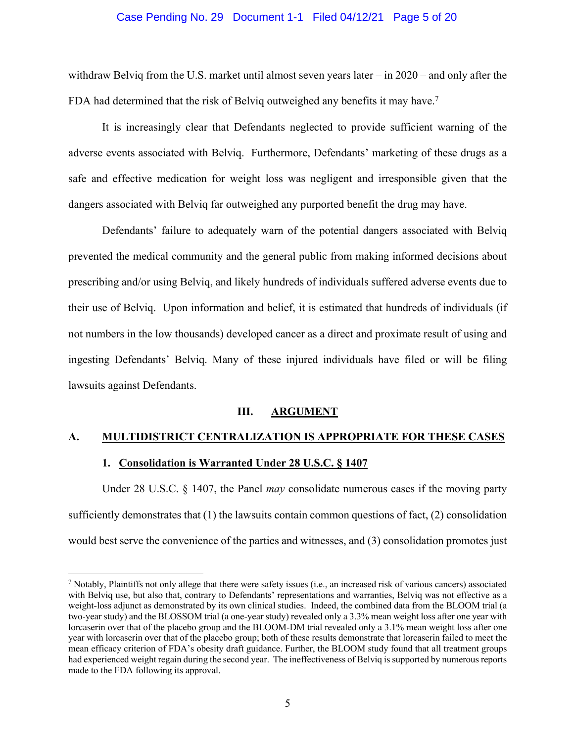withdraw Belviq from the U.S. market until almost seven years later – in 2020 – and only after the FDA had determined that the risk of Belviq outweighed any benefits it may have.[7]

It is increasingly clear that Defendants neglected to provide sufficient warning of the adverse events associated with Belviq. Furthermore, Defendants' marketing of these drugs as a safe and effective medication for weight loss was negligent and irresponsible given that the dangers associated with Belviq far outweighed any purported benefit the drug may have.

Defendants' failure to adequately warn of the potential dangers associated with Belviq prevented the medical community and the general public from making informed decisions about prescribing and/or using Belviq, and likely hundreds of individuals suffered adverse events due to their use of Belviq. Upon information and belief, it is estimated that hundreds of individuals (if not numbers in the low thousands) developed cancer as a direct and proximate result of using and ingesting Defendants' Belviq. Many of these injured individuals have filed or will be filing lawsuits against Defendants.

## III. ARGUMENT

### A. MULTIDISTRICT CENTRALIZATION IS APPROPRIATE FOR THESE CASES

#### 1. Consolidation is Warranted Under 28 U.S.C. § 1407

Under 28 U.S.C. § 1407, the Panel *may* consolidate numerous cases if the moving party sufficiently demonstrates that (1) the lawsuits contain common questions of fact, (2) consolidation would best serve the convenience of the parties and witnesses, and (3) consolidation promotes just

---

[7] Notably, Plaintiffs not only allege that there were safety issues (i.e., an increased risk of various cancers) associated with Belviq use, but also that, contrary to Defendants' representations and warranties, Belviq was not effective as a weight-loss adjunct as demonstrated by its own clinical studies. Indeed, the combined data from the BLOOM trial (a two-year study) and the BLOSSOM trial (a one-year study) revealed only a 3.3% mean weight loss after one year with lorcaserin over that of the placebo group and the BLOOM-DM trial revealed only a 3.1% mean weight loss after one year with lorcaserin over that of the placebo group; both of these results demonstrate that lorcaserin failed to meet the mean efficacy criterion of FDA's obesity draft guidance. Further, the BLOOM study found that all treatment groups had experienced weight regain during the second year. The ineffectiveness of Belviq is supported by numerous reports made to the FDA following its approval.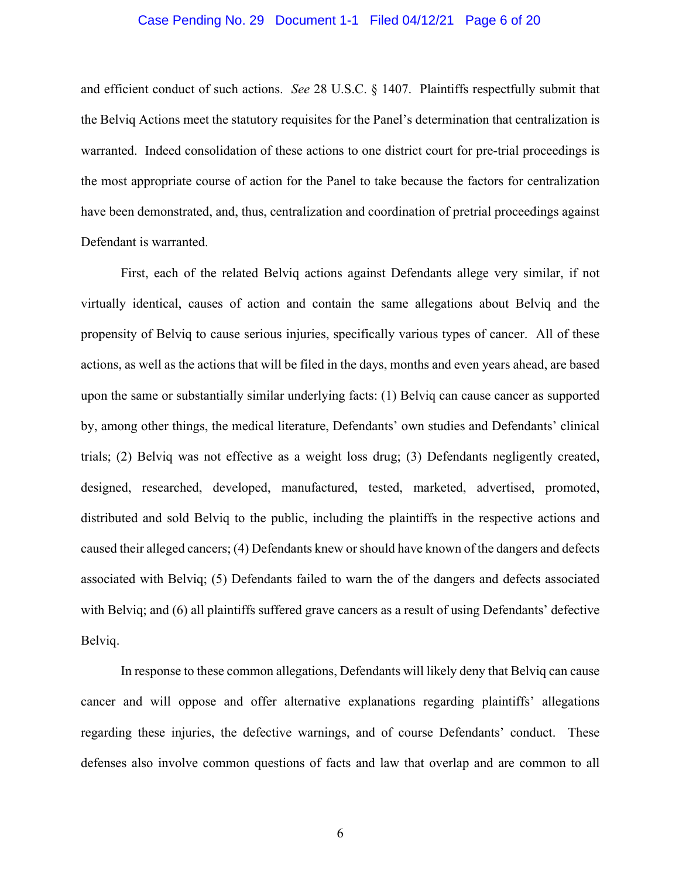and efficient conduct of such actions. *See* 28 U.S.C. § 1407. Plaintiffs respectfully submit that the Belviq Actions meet the statutory requisites for the Panel's determination that centralization is warranted. Indeed consolidation of these actions to one district court for pre-trial proceedings is the most appropriate course of action for the Panel to take because the factors for centralization have been demonstrated, and, thus, centralization and coordination of pretrial proceedings against Defendant is warranted.

First, each of the related Belviq actions against Defendants allege very similar, if not virtually identical, causes of action and contain the same allegations about Belviq and the propensity of Belviq to cause serious injuries, specifically various types of cancer. All of these actions, as well as the actions that will be filed in the days, months and even years ahead, are based upon the same or substantially similar underlying facts: (1) Belviq can cause cancer as supported by, among other things, the medical literature, Defendants' own studies and Defendants' clinical trials; (2) Belviq was not effective as a weight loss drug; (3) Defendants negligently created, designed, researched, developed, manufactured, tested, marketed, advertised, promoted, distributed and sold Belviq to the public, including the plaintiffs in the respective actions and caused their alleged cancers; (4) Defendants knew or should have known of the dangers and defects associated with Belviq; (5) Defendants failed to warn the of the dangers and defects associated with Belviq; and (6) all plaintiffs suffered grave cancers as a result of using Defendants' defective Belviq.

In response to these common allegations, Defendants will likely deny that Belviq can cause cancer and will oppose and offer alternative explanations regarding plaintiffs' allegations regarding these injuries, the defective warnings, and of course Defendants' conduct. These defenses also involve common questions of facts and law that overlap and are common to all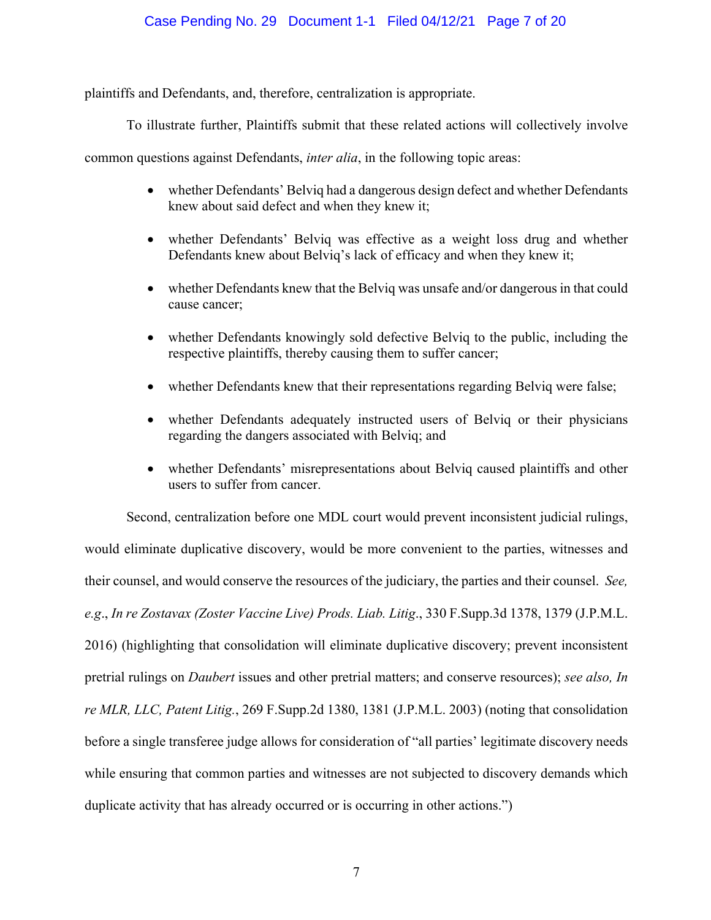plaintiffs and Defendants, and, therefore, centralization is appropriate.

To illustrate further, Plaintiffs submit that these related actions will collectively involve common questions against Defendants, *inter alia*, in the following topic areas:

- whether Defendants' Belviq had a dangerous design defect and whether Defendants knew about said defect and when they knew it;
- whether Defendants' Belviq was effective as a weight loss drug and whether Defendants knew about Belviq's lack of efficacy and when they knew it;
- whether Defendants knew that the Belviq was unsafe and/or dangerous in that could cause cancer;
- whether Defendants knowingly sold defective Belviq to the public, including the respective plaintiffs, thereby causing them to suffer cancer;
- whether Defendants knew that their representations regarding Belviq were false;
- whether Defendants adequately instructed users of Belviq or their physicians regarding the dangers associated with Belviq; and
- whether Defendants' misrepresentations about Belviq caused plaintiffs and other users to suffer from cancer.

Second, centralization before one MDL court would prevent inconsistent judicial rulings, would eliminate duplicative discovery, would be more convenient to the parties, witnesses and their counsel, and would conserve the resources of the judiciary, the parties and their counsel. *See, e.g*., *In re Zostavax (Zoster Vaccine Live) Prods. Liab. Litig*., 330 F.Supp.3d 1378, 1379 (J.P.M.L. 2016) (highlighting that consolidation will eliminate duplicative discovery; prevent inconsistent pretrial rulings on *Daubert* issues and other pretrial matters; and conserve resources); *see also, In re MLR, LLC, Patent Litig.*, 269 F.Supp.2d 1380, 1381 (J.P.M.L. 2003) (noting that consolidation before a single transferee judge allows for consideration of "all parties' legitimate discovery needs while ensuring that common parties and witnesses are not subjected to discovery demands which duplicate activity that has already occurred or is occurring in other actions.")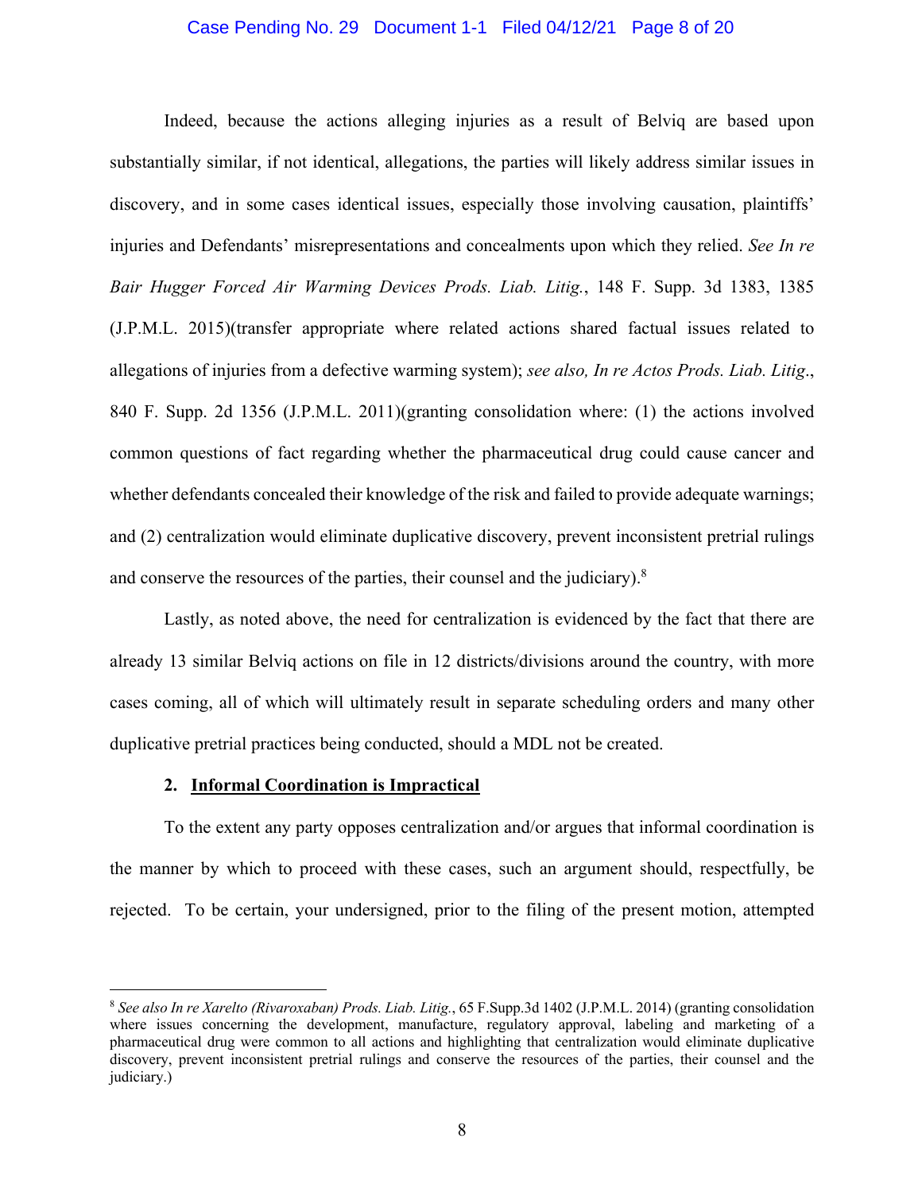Indeed, because the actions alleging injuries as a result of Belviq are based upon substantially similar, if not identical, allegations, the parties will likely address similar issues in discovery, and in some cases identical issues, especially those involving causation, plaintiffs' injuries and Defendants' misrepresentations and concealments upon which they relied. *See In re Bair Hugger Forced Air Warming Devices Prods. Liab. Litig.*, 148 F. Supp. 3d 1383, 1385 (J.P.M.L. 2015)(transfer appropriate where related actions shared factual issues related to allegations of injuries from a defective warming system); *see also, In re Actos Prods. Liab. Litig*., 840 F. Supp. 2d 1356 (J.P.M.L. 2011)(granting consolidation where: (1) the actions involved common questions of fact regarding whether the pharmaceutical drug could cause cancer and whether defendants concealed their knowledge of the risk and failed to provide adequate warnings; and (2) centralization would eliminate duplicative discovery, prevent inconsistent pretrial rulings and conserve the resources of the parties, their counsel and the judiciary).[8]

Lastly, as noted above, the need for centralization is evidenced by the fact that there are already 13 similar Belviq actions on file in 12 districts/divisions around the country, with more cases coming, all of which will ultimately result in separate scheduling orders and many other duplicative pretrial practices being conducted, should a MDL not be created.

**2. <u>Informal Coordination is Impractical</u>**

To the extent any party opposes centralization and/or argues that informal coordination is the manner by which to proceed with these cases, such an argument should, respectfully, be rejected. To be certain, your undersigned, prior to the filing of the present motion, attempted

---

[8] *See also In re Xarelto (Rivaroxaban) Prods. Liab. Litig.*, 65 F.Supp.3d 1402 (J.P.M.L. 2014) (granting consolidation where issues concerning the development, manufacture, regulatory approval, labeling and marketing of a pharmaceutical drug were common to all actions and highlighting that centralization would eliminate duplicative discovery, prevent inconsistent pretrial rulings and conserve the resources of the parties, their counsel and the judiciary.)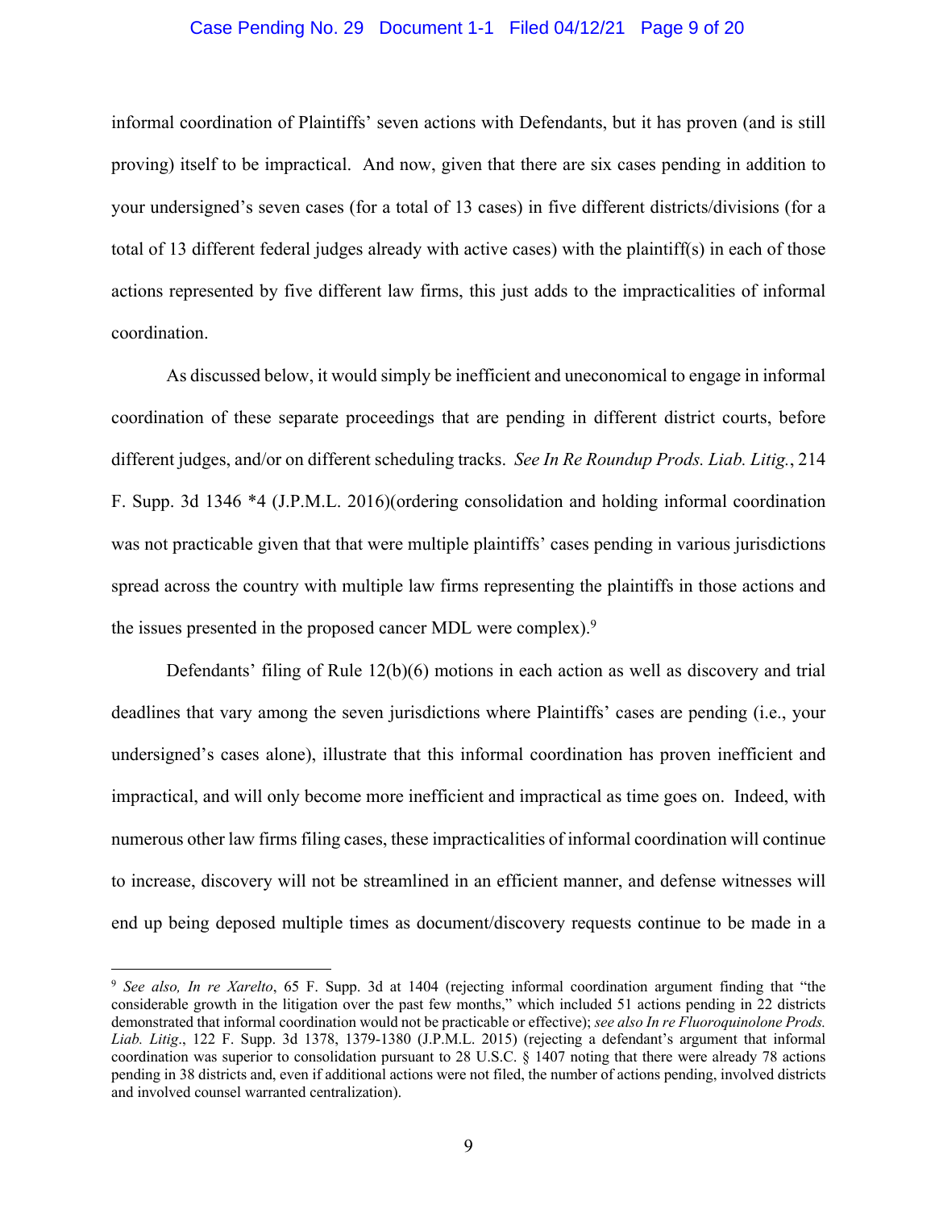informal coordination of Plaintiffs' seven actions with Defendants, but it has proven (and is still proving) itself to be impractical. And now, given that there are six cases pending in addition to your undersigned's seven cases (for a total of 13 cases) in five different districts/divisions (for a total of 13 different federal judges already with active cases) with the plaintiff(s) in each of those actions represented by five different law firms, this just adds to the impracticalities of informal coordination.

As discussed below, it would simply be inefficient and uneconomical to engage in informal coordination of these separate proceedings that are pending in different district courts, before different judges, and/or on different scheduling tracks. *See In Re Roundup Prods. Liab. Litig.*, 214 F. Supp. 3d 1346 *4 (J.P.M.L. 2016)(ordering consolidation and holding informal coordination was not practicable given that that were multiple plaintiffs' cases pending in various jurisdictions spread across the country with multiple law firms representing the plaintiffs in those actions and the issues presented in the proposed cancer MDL were complex).[9]

Defendants' filing of Rule 12(b)(6) motions in each action as well as discovery and trial deadlines that vary among the seven jurisdictions where Plaintiffs' cases are pending (i.e., your undersigned's cases alone), illustrate that this informal coordination has proven inefficient and impractical, and will only become more inefficient and impractical as time goes on. Indeed, with numerous other law firms filing cases, these impracticalities of informal coordination will continue to increase, discovery will not be streamlined in an efficient manner, and defense witnesses will end up being deposed multiple times as document/discovery requests continue to be made in a

---

[9] *See also, In re Xarelto*, 65 F. Supp. 3d at 1404 (rejecting informal coordination argument finding that "the considerable growth in the litigation over the past few months," which included 51 actions pending in 22 districts demonstrated that informal coordination would not be practicable or effective); *see also In re Fluoroquinolone Prods. Liab. Litig*., 122 F. Supp. 3d 1378, 1379-1380 (J.P.M.L. 2015) (rejecting a defendant's argument that informal coordination was superior to consolidation pursuant to 28 U.S.C. § 1407 noting that there were already 78 actions pending in 38 districts and, even if additional actions were not filed, the number of actions pending, involved districts and involved counsel warranted centralization).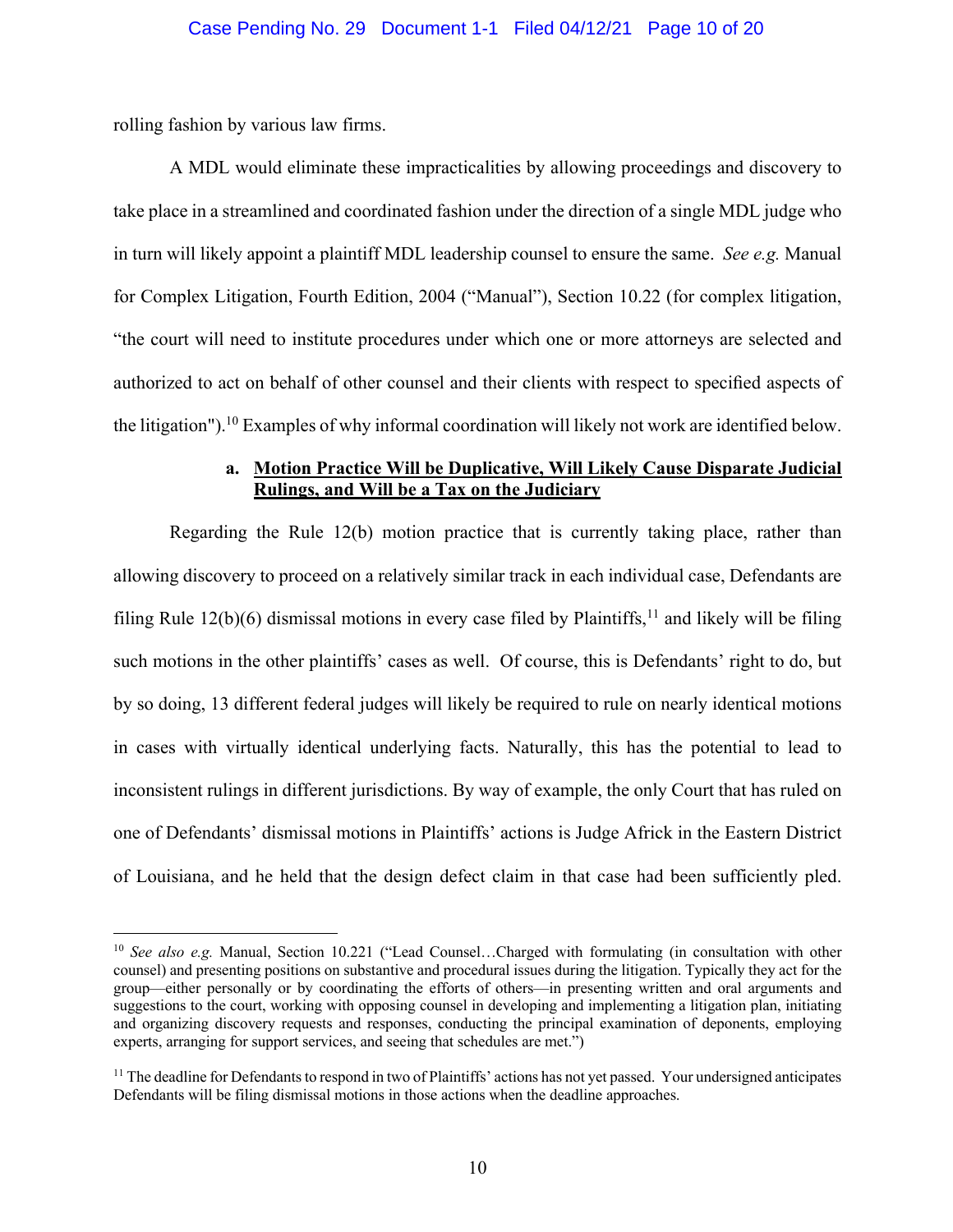rolling fashion by various law firms.

A MDL would eliminate these impracticalities by allowing proceedings and discovery to take place in a streamlined and coordinated fashion under the direction of a single MDL judge who in turn will likely appoint a plaintiff MDL leadership counsel to ensure the same. *See e.g.* Manual for Complex Litigation, Fourth Edition, 2004 ("Manual"), Section 10.22 (for complex litigation, "the court will need to institute procedures under which one or more attorneys are selected and authorized to act on behalf of other counsel and their clients with respect to specified aspects of the litigation").[10] Examples of why informal coordination will likely not work are identified below.

**a. <u>Motion Practice Will be Duplicative, Will Likely Cause Disparate Judicial Rulings, and Will be a Tax on the Judiciary</u>**

Regarding the Rule 12(b) motion practice that is currently taking place, rather than allowing discovery to proceed on a relatively similar track in each individual case, Defendants are filing Rule 12(b)(6) dismissal motions in every case filed by Plaintiffs,[11] and likely will be filing such motions in the other plaintiffs' cases as well. Of course, this is Defendants' right to do, but by so doing, 13 different federal judges will likely be required to rule on nearly identical motions in cases with virtually identical underlying facts. Naturally, this has the potential to lead to inconsistent rulings in different jurisdictions. By way of example, the only Court that has ruled on one of Defendants' dismissal motions in Plaintiffs' actions is Judge Africk in the Eastern District of Louisiana, and he held that the design defect claim in that case had been sufficiently pled.

---

[10] *See also e.g.* Manual, Section 10.221 ("Lead Counsel…Charged with formulating (in consultation with other counsel) and presenting positions on substantive and procedural issues during the litigation. Typically they act for the group—either personally or by coordinating the efforts of others—in presenting written and oral arguments and suggestions to the court, working with opposing counsel in developing and implementing a litigation plan, initiating and organizing discovery requests and responses, conducting the principal examination of deponents, employing experts, arranging for support services, and seeing that schedules are met.")

[11] The deadline for Defendants to respond in two of Plaintiffs' actions has not yet passed. Your undersigned anticipates Defendants will be filing dismissal motions in those actions when the deadline approaches.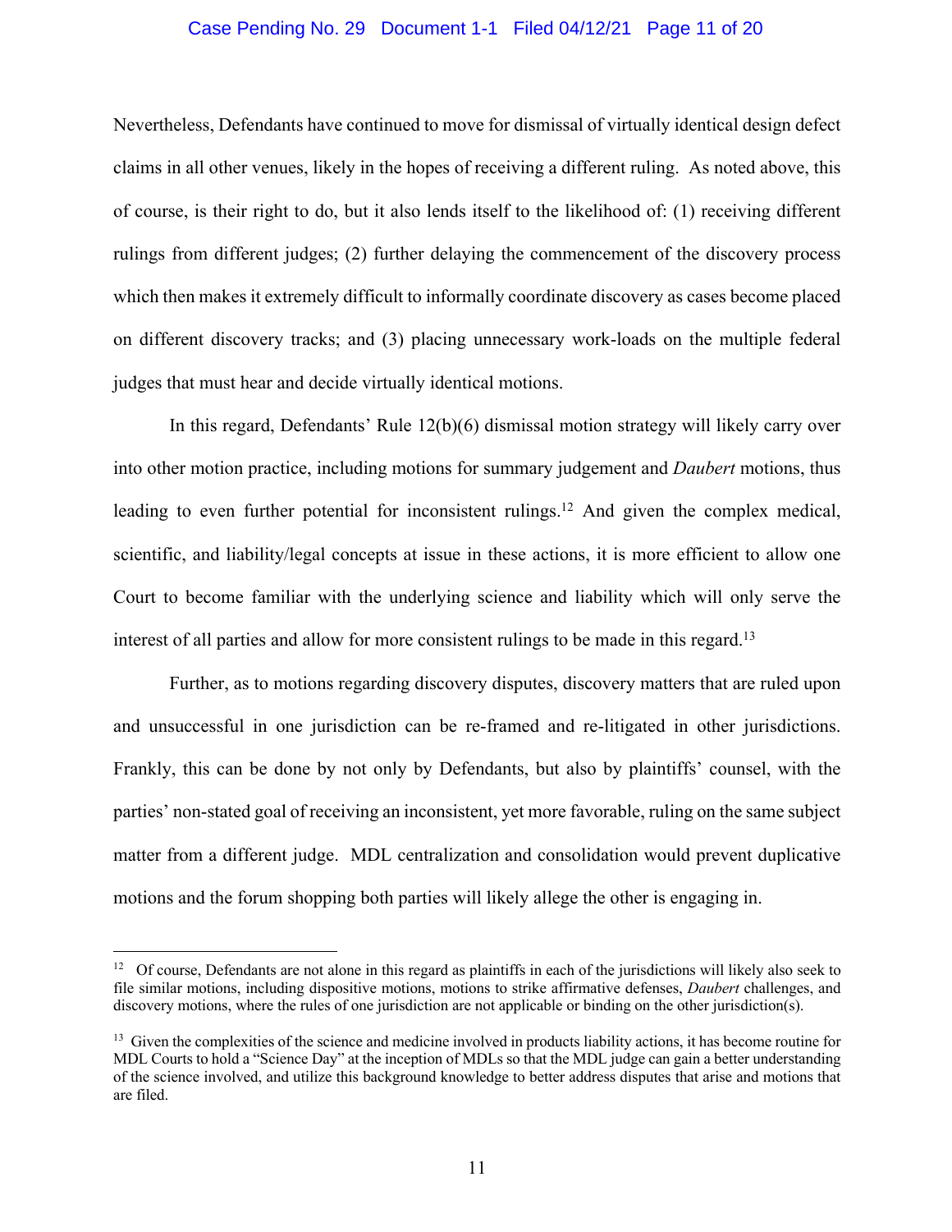Nevertheless, Defendants have continued to move for dismissal of virtually identical design defect claims in all other venues, likely in the hopes of receiving a different ruling. As noted above, this of course, is their right to do, but it also lends itself to the likelihood of: (1) receiving different rulings from different judges; (2) further delaying the commencement of the discovery process which then makes it extremely difficult to informally coordinate discovery as cases become placed on different discovery tracks; and (3) placing unnecessary work-loads on the multiple federal judges that must hear and decide virtually identical motions.

In this regard, Defendants' Rule 12(b)(6) dismissal motion strategy will likely carry over into other motion practice, including motions for summary judgement and *Daubert* motions, thus leading to even further potential for inconsistent rulings.[12] And given the complex medical, scientific, and liability/legal concepts at issue in these actions, it is more efficient to allow one Court to become familiar with the underlying science and liability which will only serve the interest of all parties and allow for more consistent rulings to be made in this regard.[13]

Further, as to motions regarding discovery disputes, discovery matters that are ruled upon and unsuccessful in one jurisdiction can be re-framed and re-litigated in other jurisdictions. Frankly, this can be done by not only by Defendants, but also by plaintiffs' counsel, with the parties' non-stated goal of receiving an inconsistent, yet more favorable, ruling on the same subject matter from a different judge. MDL centralization and consolidation would prevent duplicative motions and the forum shopping both parties will likely allege the other is engaging in.

---

[12] Of course, Defendants are not alone in this regard as plaintiffs in each of the jurisdictions will likely also seek to file similar motions, including dispositive motions, motions to strike affirmative defenses, *Daubert* challenges, and discovery motions, where the rules of one jurisdiction are not applicable or binding on the other jurisdiction(s).

[13] Given the complexities of the science and medicine involved in products liability actions, it has become routine for MDL Courts to hold a "Science Day" at the inception of MDLs so that the MDL judge can gain a better understanding of the science involved, and utilize this background knowledge to better address disputes that arise and motions that are filed.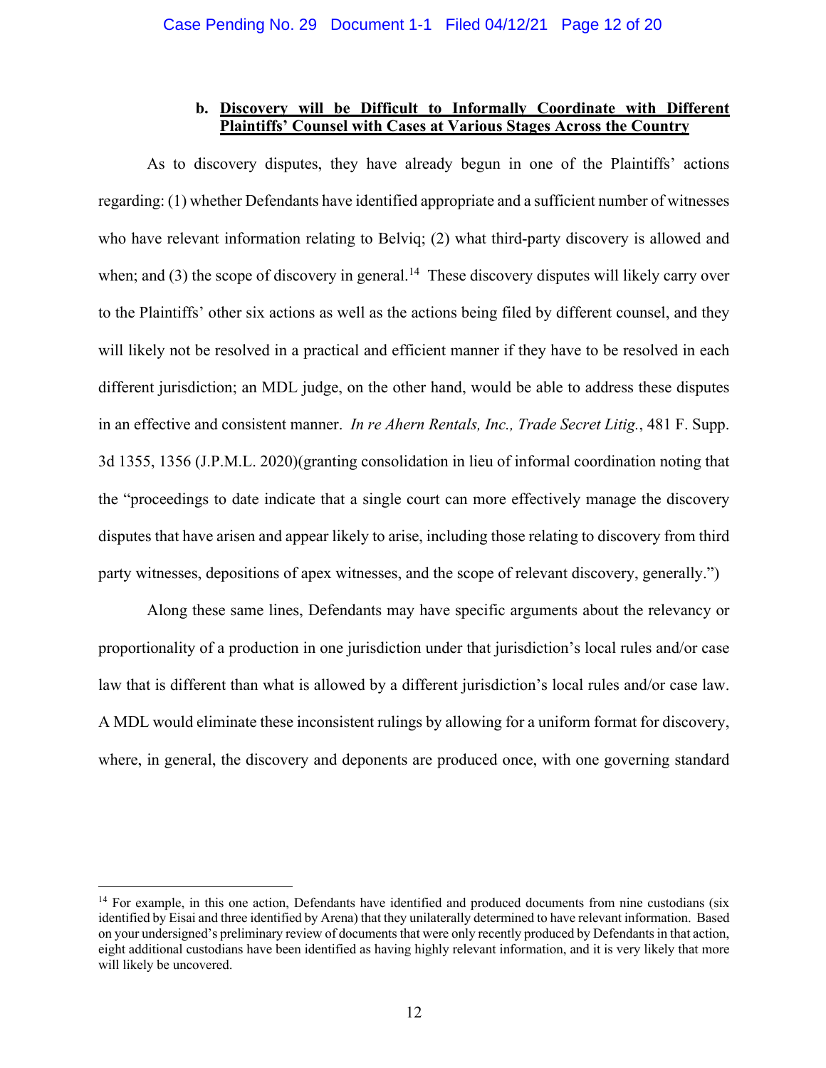### b. **Discovery will be Difficult to Informally Coordinate with Different Plaintiffs' Counsel with Cases at Various Stages Across the Country**

As to discovery disputes, they have already begun in one of the Plaintiffs' actions regarding: (1) whether Defendants have identified appropriate and a sufficient number of witnesses who have relevant information relating to Belviq; (2) what third-party discovery is allowed and when; and (3) the scope of discovery in general.[14] These discovery disputes will likely carry over to the Plaintiffs' other six actions as well as the actions being filed by different counsel, and they will likely not be resolved in a practical and efficient manner if they have to be resolved in each different jurisdiction; an MDL judge, on the other hand, would be able to address these disputes in an effective and consistent manner. *In re Ahern Rentals, Inc., Trade Secret Litig.*, 481 F. Supp. 3d 1355, 1356 (J.P.M.L. 2020)(granting consolidation in lieu of informal coordination noting that the "proceedings to date indicate that a single court can more effectively manage the discovery disputes that have arisen and appear likely to arise, including those relating to discovery from third party witnesses, depositions of apex witnesses, and the scope of relevant discovery, generally.")

Along these same lines, Defendants may have specific arguments about the relevancy or proportionality of a production in one jurisdiction under that jurisdiction's local rules and/or case law that is different than what is allowed by a different jurisdiction's local rules and/or case law. A MDL would eliminate these inconsistent rulings by allowing for a uniform format for discovery, where, in general, the discovery and deponents are produced once, with one governing standard

---

[14] For example, in this one action, Defendants have identified and produced documents from nine custodians (six identified by Eisai and three identified by Arena) that they unilaterally determined to have relevant information. Based on your undersigned's preliminary review of documents that were only recently produced by Defendants in that action, eight additional custodians have been identified as having highly relevant information, and it is very likely that more will likely be uncovered.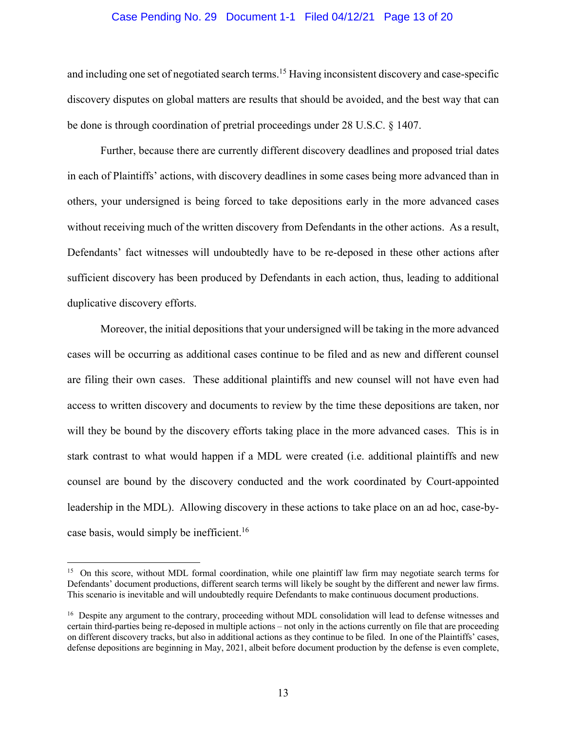and including one set of negotiated search terms.[15] Having inconsistent discovery and case-specific discovery disputes on global matters are results that should be avoided, and the best way that can be done is through coordination of pretrial proceedings under 28 U.S.C. § 1407.

Further, because there are currently different discovery deadlines and proposed trial dates in each of Plaintiffs' actions, with discovery deadlines in some cases being more advanced than in others, your undersigned is being forced to take depositions early in the more advanced cases without receiving much of the written discovery from Defendants in the other actions. As a result, Defendants' fact witnesses will undoubtedly have to be re-deposed in these other actions after sufficient discovery has been produced by Defendants in each action, thus, leading to additional duplicative discovery efforts.

Moreover, the initial depositions that your undersigned will be taking in the more advanced cases will be occurring as additional cases continue to be filed and as new and different counsel are filing their own cases. These additional plaintiffs and new counsel will not have even had access to written discovery and documents to review by the time these depositions are taken, nor will they be bound by the discovery efforts taking place in the more advanced cases. This is in stark contrast to what would happen if a MDL were created (i.e. additional plaintiffs and new counsel are bound by the discovery conducted and the work coordinated by Court-appointed leadership in the MDL). Allowing discovery in these actions to take place on an ad hoc, case-by-case basis, would simply be inefficient.[16]

---

[15] On this score, without MDL formal coordination, while one plaintiff law firm may negotiate search terms for Defendants' document productions, different search terms will likely be sought by the different and newer law firms. This scenario is inevitable and will undoubtedly require Defendants to make continuous document productions.

[16] Despite any argument to the contrary, proceeding without MDL consolidation will lead to defense witnesses and certain third-parties being re-deposed in multiple actions – not only in the actions currently on file that are proceeding on different discovery tracks, but also in additional actions as they continue to be filed. In one of the Plaintiffs' cases, defense depositions are beginning in May, 2021, albeit before document production by the defense is even complete,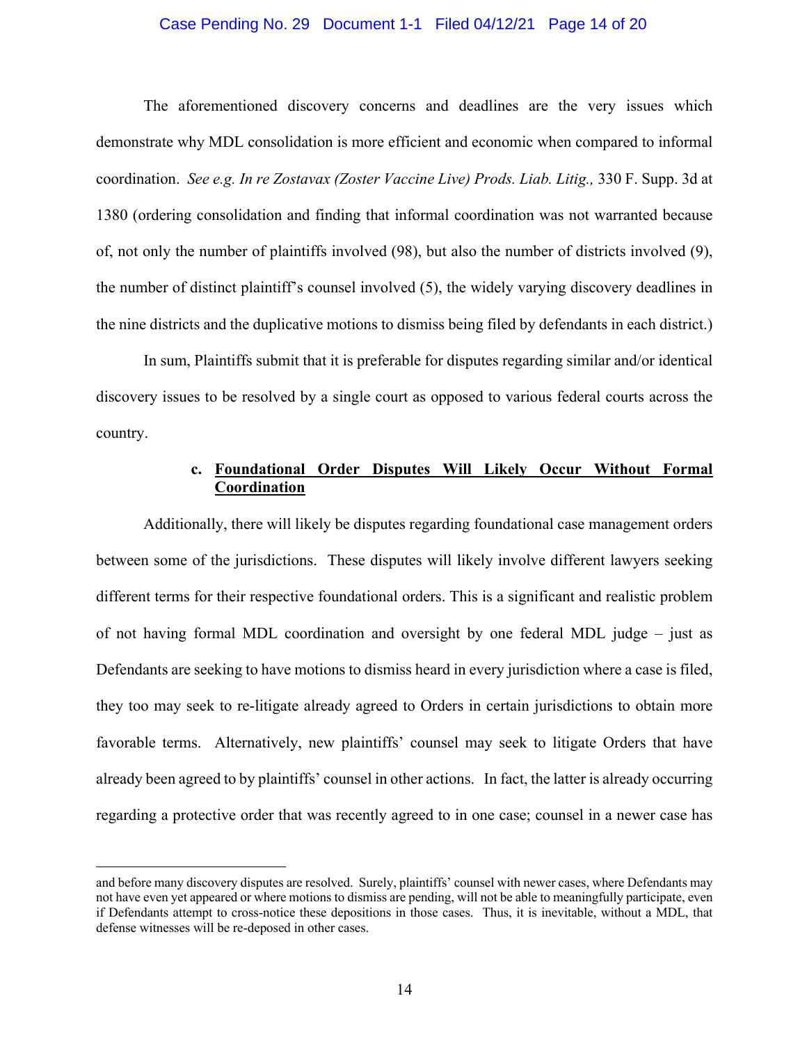The aforementioned discovery concerns and deadlines are the very issues which demonstrate why MDL consolidation is more efficient and economic when compared to informal coordination. *See e.g. In re Zostavax (Zoster Vaccine Live) Prods. Liab. Litig.,* 330 F. Supp. 3d at 1380 (ordering consolidation and finding that informal coordination was not warranted because of, not only the number of plaintiffs involved (98), but also the number of districts involved (9), the number of distinct plaintiff's counsel involved (5), the widely varying discovery deadlines in the nine districts and the duplicative motions to dismiss being filed by defendants in each district.)

In sum, Plaintiffs submit that it is preferable for disputes regarding similar and/or identical discovery issues to be resolved by a single court as opposed to various federal courts across the country.

**c. <u>Foundational Order Disputes Will Likely Occur Without Formal Coordination</u>**

Additionally, there will likely be disputes regarding foundational case management orders between some of the jurisdictions. These disputes will likely involve different lawyers seeking different terms for their respective foundational orders. This is a significant and realistic problem of not having formal MDL coordination and oversight by one federal MDL judge – just as Defendants are seeking to have motions to dismiss heard in every jurisdiction where a case is filed, they too may seek to re-litigate already agreed to Orders in certain jurisdictions to obtain more favorable terms. Alternatively, new plaintiffs' counsel may seek to litigate Orders that have already been agreed to by plaintiffs' counsel in other actions. In fact, the latter is already occurring regarding a protective order that was recently agreed to in one case; counsel in a newer case has

---

and before many discovery disputes are resolved. Surely, plaintiffs' counsel with newer cases, where Defendants may not have even yet appeared or where motions to dismiss are pending, will not be able to meaningfully participate, even if Defendants attempt to cross-notice these depositions in those cases. Thus, it is inevitable, without a MDL, that defense witnesses will be re-deposed in other cases.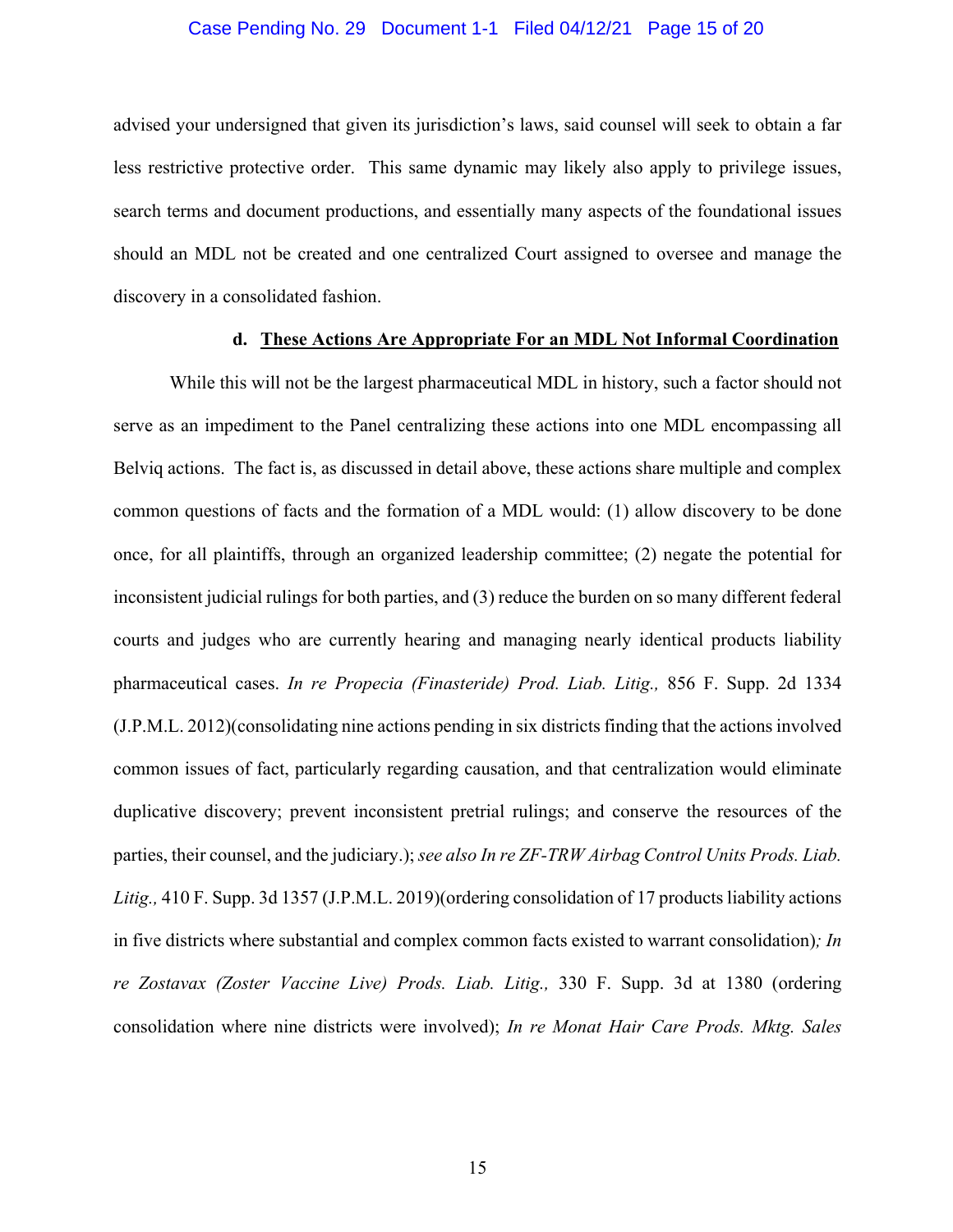advised your undersigned that given its jurisdiction's laws, said counsel will seek to obtain a far less restrictive protective order. This same dynamic may likely also apply to privilege issues, search terms and document productions, and essentially many aspects of the foundational issues should an MDL not be created and one centralized Court assigned to oversee and manage the discovery in a consolidated fashion.

#### d. <u>These Actions Are Appropriate For an MDL Not Informal Coordination</u>

While this will not be the largest pharmaceutical MDL in history, such a factor should not serve as an impediment to the Panel centralizing these actions into one MDL encompassing all Belviq actions. The fact is, as discussed in detail above, these actions share multiple and complex common questions of facts and the formation of a MDL would: (1) allow discovery to be done once, for all plaintiffs, through an organized leadership committee; (2) negate the potential for inconsistent judicial rulings for both parties, and (3) reduce the burden on so many different federal courts and judges who are currently hearing and managing nearly identical products liability pharmaceutical cases. *In re Propecia (Finasteride) Prod. Liab. Litig.,* 856 F. Supp. 2d 1334 (J.P.M.L. 2012)(consolidating nine actions pending in six districts finding that the actions involved common issues of fact, particularly regarding causation, and that centralization would eliminate duplicative discovery; prevent inconsistent pretrial rulings; and conserve the resources of the parties, their counsel, and the judiciary.); *see also In re ZF-TRW Airbag Control Units Prods. Liab. Litig.,* 410 F. Supp. 3d 1357 (J.P.M.L. 2019)(ordering consolidation of 17 products liability actions in five districts where substantial and complex common facts existed to warrant consolidation)*; In re Zostavax (Zoster Vaccine Live) Prods. Liab. Litig.,* 330 F. Supp. 3d at 1380 (ordering consolidation where nine districts were involved); *In re Monat Hair Care Prods. Mktg. Sales*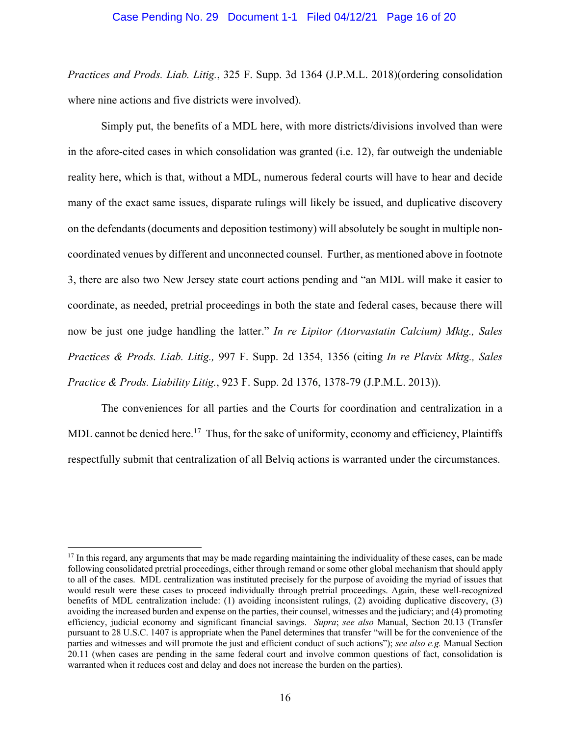*Practices and Prods. Liab. Litig.*, 325 F. Supp. 3d 1364 (J.P.M.L. 2018)(ordering consolidation where nine actions and five districts were involved).

Simply put, the benefits of a MDL here, with more districts/divisions involved than were in the afore-cited cases in which consolidation was granted (i.e. 12), far outweigh the undeniable reality here, which is that, without a MDL, numerous federal courts will have to hear and decide many of the exact same issues, disparate rulings will likely be issued, and duplicative discovery on the defendants (documents and deposition testimony) will absolutely be sought in multiple non-coordinated venues by different and unconnected counsel. Further, as mentioned above in footnote 3, there are also two New Jersey state court actions pending and "an MDL will make it easier to coordinate, as needed, pretrial proceedings in both the state and federal cases, because there will now be just one judge handling the latter." *In re Lipitor (Atorvastatin Calcium) Mktg., Sales Practices & Prods. Liab. Litig.,* 997 F. Supp. 2d 1354, 1356 (citing *In re Plavix Mktg., Sales Practice & Prods. Liability Litig.*, 923 F. Supp. 2d 1376, 1378-79 (J.P.M.L. 2013)).

The conveniences for all parties and the Courts for coordination and centralization in a MDL cannot be denied here.[17] Thus, for the sake of uniformity, economy and efficiency, Plaintiffs respectfully submit that centralization of all Belviq actions is warranted under the circumstances.

---

[17] In this regard, any arguments that may be made regarding maintaining the individuality of these cases, can be made following consolidated pretrial proceedings, either through remand or some other global mechanism that should apply to all of the cases. MDL centralization was instituted precisely for the purpose of avoiding the myriad of issues that would result were these cases to proceed individually through pretrial proceedings. Again, these well-recognized benefits of MDL centralization include: (1) avoiding inconsistent rulings, (2) avoiding duplicative discovery, (3) avoiding the increased burden and expense on the parties, their counsel, witnesses and the judiciary; and (4) promoting efficiency, judicial economy and significant financial savings. *Supra*; *see also* Manual, Section 20.13 (Transfer pursuant to 28 U.S.C. 1407 is appropriate when the Panel determines that transfer "will be for the convenience of the parties and witnesses and will promote the just and efficient conduct of such actions"); *see also e.g.* Manual Section 20.11 (when cases are pending in the same federal court and involve common questions of fact, consolidation is warranted when it reduces cost and delay and does not increase the burden on the parties).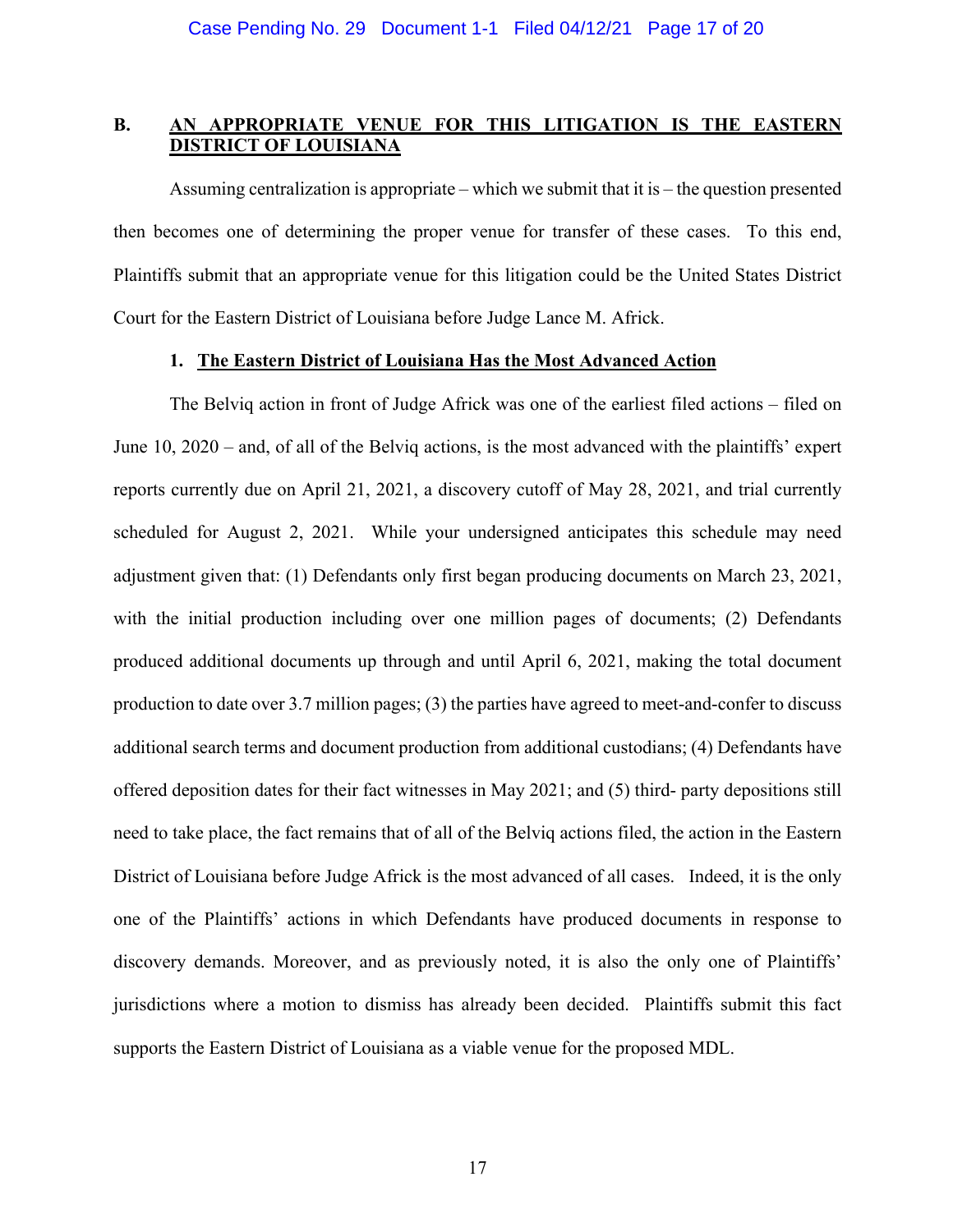## B. AN APPROPRIATE VENUE FOR THIS LITIGATION IS THE EASTERN DISTRICT OF LOUISIANA

Assuming centralization is appropriate – which we submit that it is – the question presented then becomes one of determining the proper venue for transfer of these cases. To this end, Plaintiffs submit that an appropriate venue for this litigation could be the United States District Court for the Eastern District of Louisiana before Judge Lance M. Africk.

### 1. The Eastern District of Louisiana Has the Most Advanced Action

The Belviq action in front of Judge Africk was one of the earliest filed actions – filed on June 10, 2020 – and, of all of the Belviq actions, is the most advanced with the plaintiffs' expert reports currently due on April 21, 2021, a discovery cutoff of May 28, 2021, and trial currently scheduled for August 2, 2021. While your undersigned anticipates this schedule may need adjustment given that: (1) Defendants only first began producing documents on March 23, 2021, with the initial production including over one million pages of documents; (2) Defendants produced additional documents up through and until April 6, 2021, making the total document production to date over 3.7 million pages; (3) the parties have agreed to meet-and-confer to discuss additional search terms and document production from additional custodians; (4) Defendants have offered deposition dates for their fact witnesses in May 2021; and (5) third- party depositions still need to take place, the fact remains that of all of the Belviq actions filed, the action in the Eastern District of Louisiana before Judge Africk is the most advanced of all cases. Indeed, it is the only one of the Plaintiffs' actions in which Defendants have produced documents in response to discovery demands. Moreover, and as previously noted, it is also the only one of Plaintiffs' jurisdictions where a motion to dismiss has already been decided. Plaintiffs submit this fact supports the Eastern District of Louisiana as a viable venue for the proposed MDL.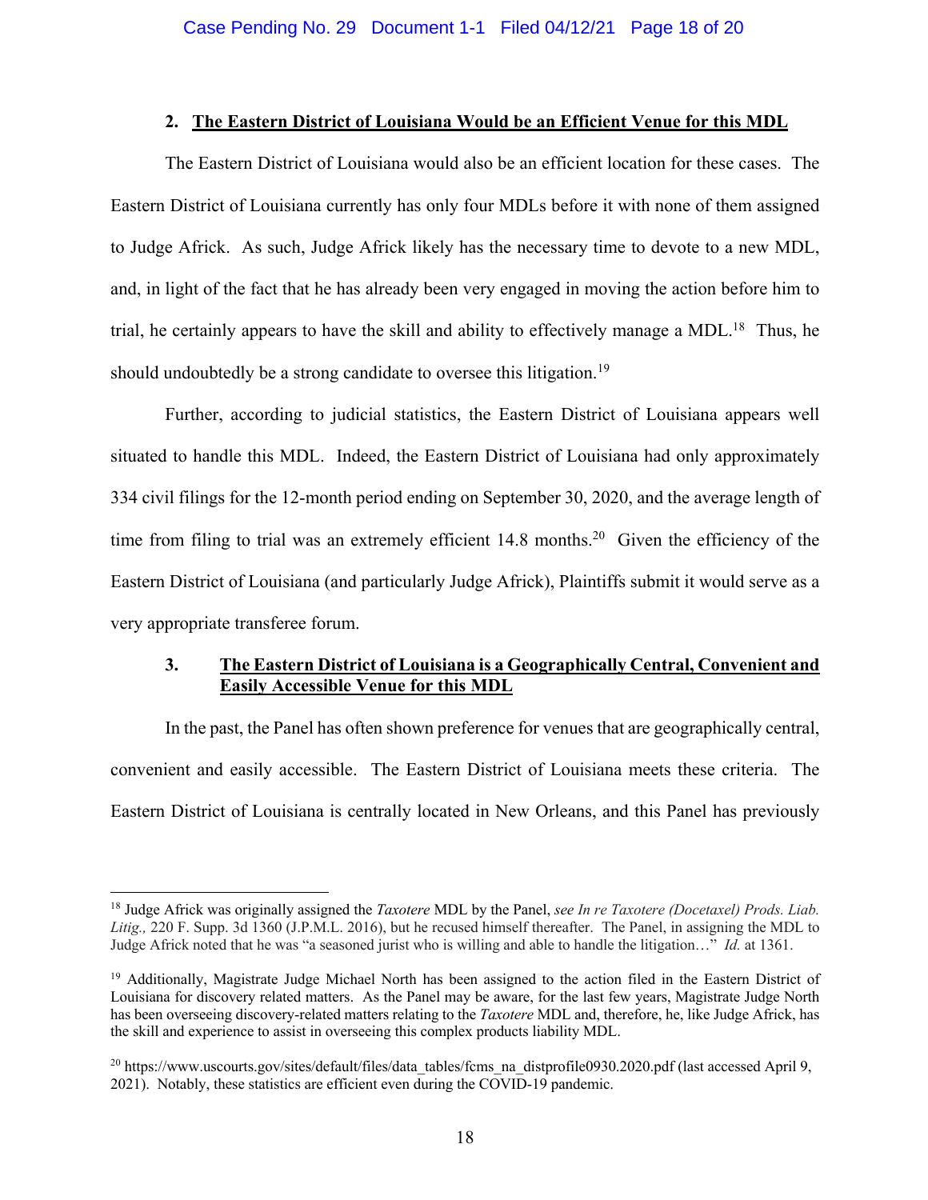### 2. The Eastern District of Louisiana Would be an Efficient Venue for this MDL

The Eastern District of Louisiana would also be an efficient location for these cases. The Eastern District of Louisiana currently has only four MDLs before it with none of them assigned to Judge Africk. As such, Judge Africk likely has the necessary time to devote to a new MDL, and, in light of the fact that he has already been very engaged in moving the action before him to trial, he certainly appears to have the skill and ability to effectively manage a MDL.[18] Thus, he should undoubtedly be a strong candidate to oversee this litigation.[19]

Further, according to judicial statistics, the Eastern District of Louisiana appears well situated to handle this MDL. Indeed, the Eastern District of Louisiana had only approximately 334 civil filings for the 12-month period ending on September 30, 2020, and the average length of time from filing to trial was an extremely efficient 14.8 months.[20] Given the efficiency of the Eastern District of Louisiana (and particularly Judge Africk), Plaintiffs submit it would serve as a very appropriate transferee forum.

### 3. The Eastern District of Louisiana is a Geographically Central, Convenient and Easily Accessible Venue for this MDL

In the past, the Panel has often shown preference for venues that are geographically central, convenient and easily accessible. The Eastern District of Louisiana meets these criteria. The Eastern District of Louisiana is centrally located in New Orleans, and this Panel has previously

---

[18] Judge Africk was originally assigned the *Taxotere* MDL by the Panel, *see In re Taxotere (Docetaxel) Prods. Liab. Litig.,* 220 F. Supp. 3d 1360 (J.P.M.L. 2016), but he recused himself thereafter. The Panel, in assigning the MDL to Judge Africk noted that he was "a seasoned jurist who is willing and able to handle the litigation…" *Id.* at 1361.

[19] Additionally, Magistrate Judge Michael North has been assigned to the action filed in the Eastern District of Louisiana for discovery related matters. As the Panel may be aware, for the last few years, Magistrate Judge North has been overseeing discovery-related matters relating to the *Taxotere* MDL and, therefore, he, like Judge Africk, has the skill and experience to assist in overseeing this complex products liability MDL.

[20] https://www.uscourts.gov/sites/default/files/data_tables/fcms_na_distprofile0930.2020.pdf (last accessed April 9, 2021). Notably, these statistics are efficient even during the COVID-19 pandemic.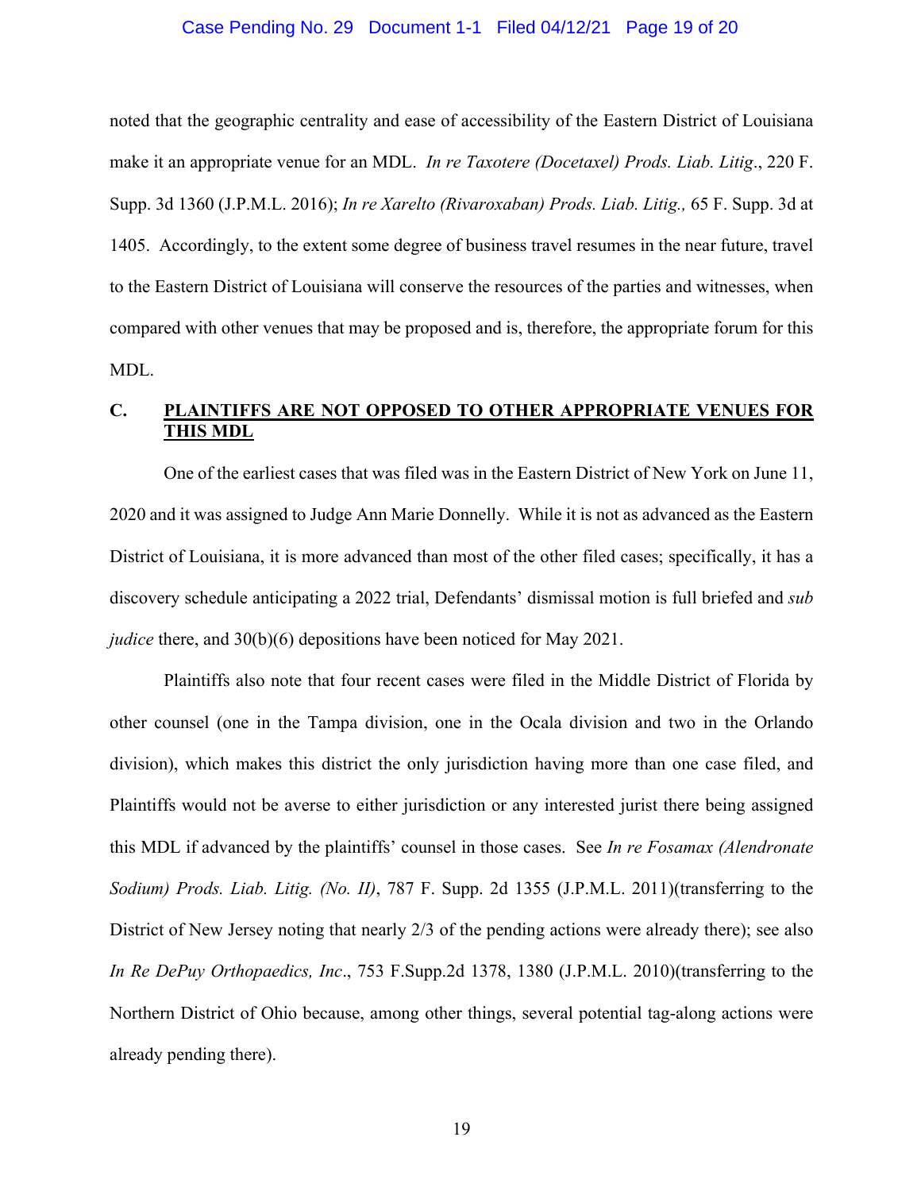noted that the geographic centrality and ease of accessibility of the Eastern District of Louisiana make it an appropriate venue for an MDL. *In re Taxotere (Docetaxel) Prods. Liab. Litig*., 220 F. Supp. 3d 1360 (J.P.M.L. 2016); *In re Xarelto (Rivaroxaban) Prods. Liab. Litig.,* 65 F. Supp. 3d at 1405. Accordingly, to the extent some degree of business travel resumes in the near future, travel to the Eastern District of Louisiana will conserve the resources of the parties and witnesses, when compared with other venues that may be proposed and is, therefore, the appropriate forum for this MDL.

### C. <u>PLAINTIFFS ARE NOT OPPOSED TO OTHER APPROPRIATE VENUES FOR THIS MDL</u>

One of the earliest cases that was filed was in the Eastern District of New York on June 11, 2020 and it was assigned to Judge Ann Marie Donnelly. While it is not as advanced as the Eastern District of Louisiana, it is more advanced than most of the other filed cases; specifically, it has a discovery schedule anticipating a 2022 trial, Defendants' dismissal motion is full briefed and *sub judice* there, and 30(b)(6) depositions have been noticed for May 2021.

Plaintiffs also note that four recent cases were filed in the Middle District of Florida by other counsel (one in the Tampa division, one in the Ocala division and two in the Orlando division), which makes this district the only jurisdiction having more than one case filed, and Plaintiffs would not be averse to either jurisdiction or any interested jurist there being assigned this MDL if advanced by the plaintiffs' counsel in those cases. See *In re Fosamax (Alendronate Sodium) Prods. Liab. Litig. (No. II)*, 787 F. Supp. 2d 1355 (J.P.M.L. 2011)(transferring to the District of New Jersey noting that nearly 2/3 of the pending actions were already there); see also *In Re DePuy Orthopaedics, Inc*., 753 F.Supp.2d 1378, 1380 (J.P.M.L. 2010)(transferring to the Northern District of Ohio because, among other things, several potential tag-along actions were already pending there).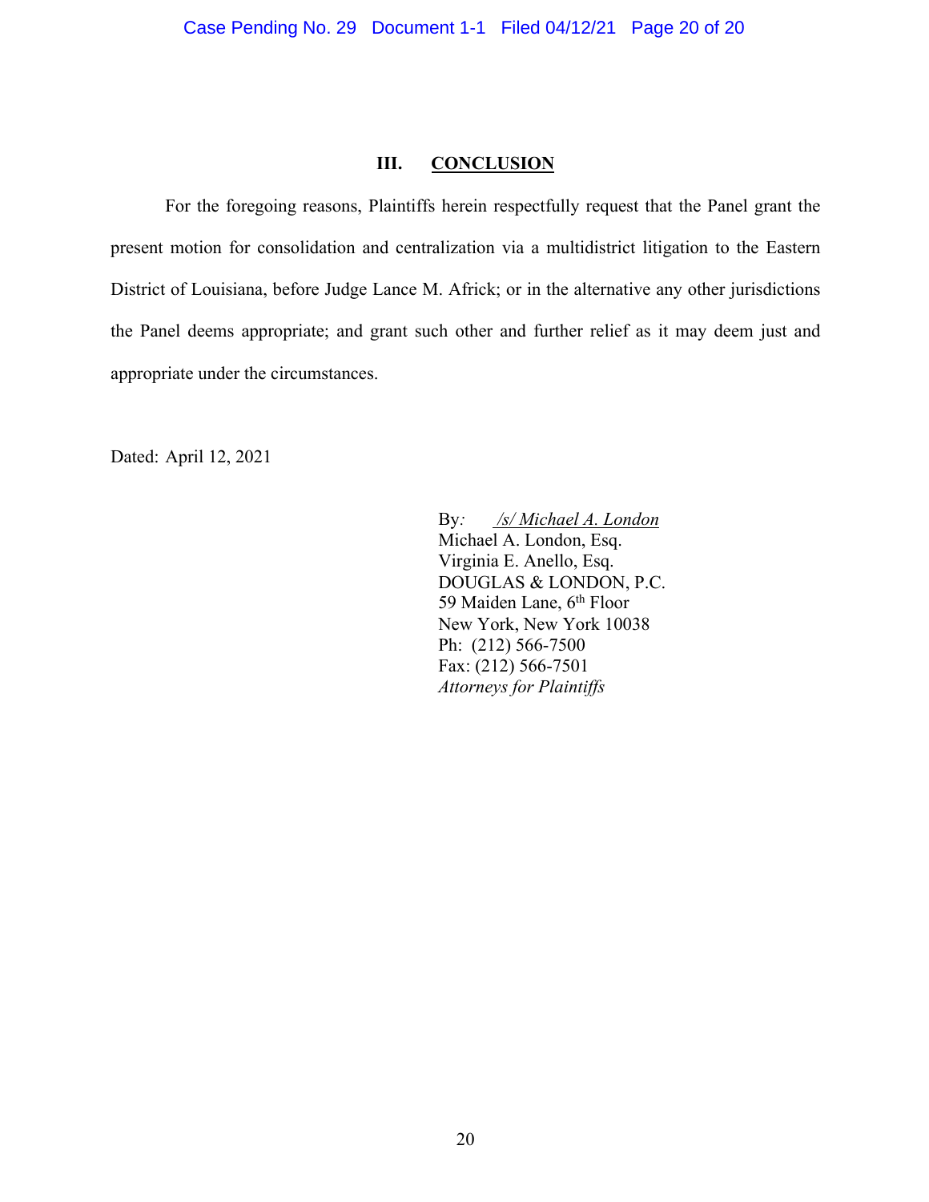## III. CONCLUSION

For the foregoing reasons, Plaintiffs herein respectfully request that the Panel grant the present motion for consolidation and centralization via a multidistrict litigation to the Eastern District of Louisiana, before Judge Lance M. Africk; or in the alternative any other jurisdictions the Panel deems appropriate; and grant such other and further relief as it may deem just and appropriate under the circumstances.

Dated: April 12, 2021

By: */s/ Michael A. London*
Michael A. London, Esq.
Virginia E. Anello, Esq.
DOUGLAS & LONDON, P.C.
59 Maiden Lane, 6th Floor
New York, New York 10038
Ph: (212) 566-7500
Fax: (212) 566-7501
*Attorneys for Plaintiffs*